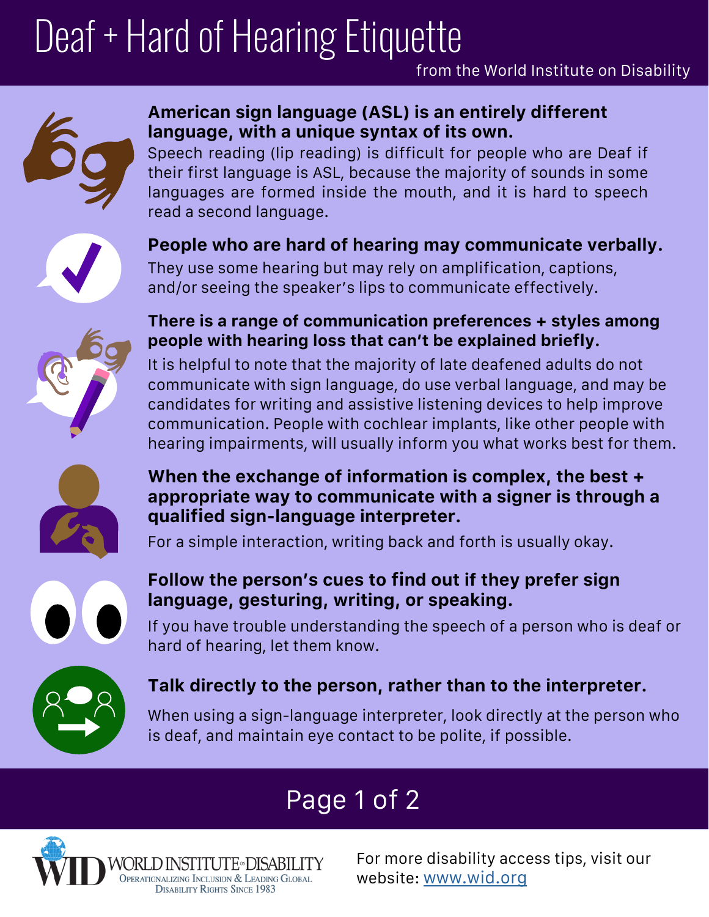# Deaf + Hard of Hearing Etiquette

from the World Institute on Disability

**American sign language (ASL) is an entirely different language, with a unique syntax of its own.**

Speech reading (lip reading) is difficult for people who are Deaf if their first language is ASL, because the majority of sounds in some languages are formed inside the mouth, and it is hard to speech read a second language.

**People who are hard of hearing may communicate verbally.**

They use some hearing but may rely on amplification, captions, and/or seeing the speaker's lips to communicate effectively.

**There is a range of communication preferences + styles among people with hearing loss that can't be explained briefly.**

It is helpful to note that the majority of late deafened adults do not communicate with sign language, do use verbal language, and may be candidates for writing and assistive listening devices to help improve communication. People with cochlear implants, like other people with hearing impairments, will usually inform you what works best for them.

**When the exchange of information is complex, the best + appropriate way to communicate with a signer is through a qualified sign-language interpreter.**

For a simple interaction, writing back and forth is usually okay.

**Follow the person's cues to find out if they prefer sign language, gesturing, writing, or speaking.**

If you have trouble understanding the speech of a person who is deaf or hard of hearing, let them know.

**Talk directly to the person, rather than to the interpreter.**

When using a sign-language interpreter, look directly at the person who is deaf, and maintain eye contact to be polite, if possible.

WID World Institute on Disability — Operationalizing Inclusion & Leading Global Disability Rights Since 1983

For more disability access tips, visit our website: [www.wid.org](http://www.wid.org)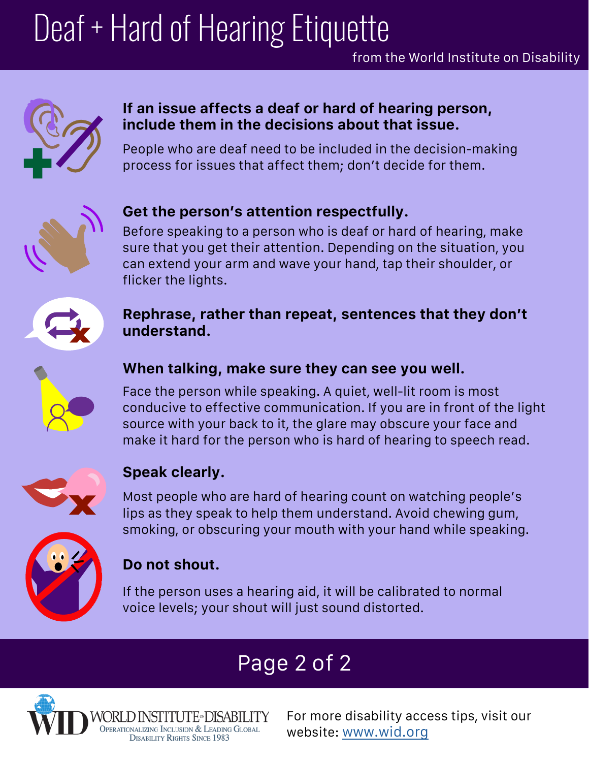# Deaf + Hard of Hearing Etiquette

from the World Institute on Disability

**If an issue affects a deaf or hard of hearing person, include them in the decisions about that issue.**

People who are deaf need to be included in the decision-making process for issues that affect them; don't decide for them.

**Get the person's attention respectfully.**

Before speaking to a person who is deaf or hard of hearing, make sure that you get their attention. Depending on the situation, you can extend your arm and wave your hand, tap their shoulder, or flicker the lights.

**Rephrase, rather than repeat, sentences that they don't understand.**

**When talking, make sure they can see you well.**

Face the person while speaking. A quiet, well-lit room is most conducive to effective communication. If you are in front of the light source with your back to it, the glare may obscure your face and make it hard for the person who is hard of hearing to speech read.

**Speak clearly.**

Most people who are hard of hearing count on watching people's lips as they speak to help them understand. Avoid chewing gum, smoking, or obscuring your mouth with your hand while speaking.

**Do not shout.**

If the person uses a hearing aid, it will be calibrated to normal voice levels; your shout will just sound distorted.

WID WORLD INSTITUTE ON DISABILITY
Operationalizing Inclusion & Leading Global Disability Rights Since 1983

For more disability access tips, visit our website: [www.wid.org](http://www.wid.org)